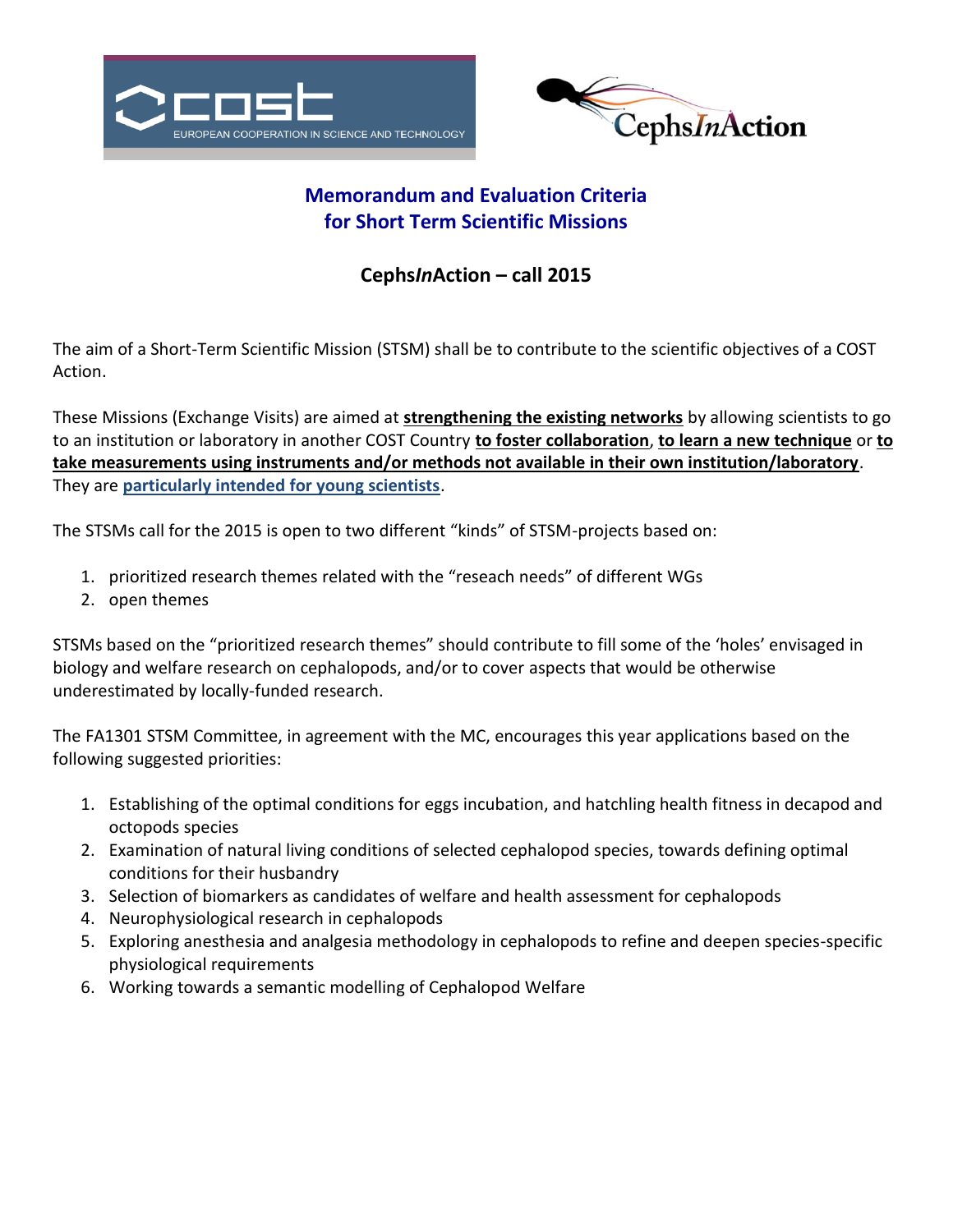# Memorandum and Evaluation Criteria for Short Term Scientific Missions

## Cephs*In*Action – call 2015

The aim of a Short-Term Scientific Mission (STSM) shall be to contribute to the scientific objectives of a COST Action.

These Missions (Exchange Visits) are aimed at **strengthening the existing networks** by allowing scientists to go to an institution or laboratory in another COST Country **to foster collaboration**, **to learn a new technique** or **to take measurements using instruments and/or methods not available in their own institution/laboratory**. They are **particularly intended for young scientists**.

The STSMs call for the 2015 is open to two different "kinds" of STSM-projects based on:

1. prioritized research themes related with the "reseach needs" of different WGs
2. open themes

STSMs based on the "prioritized research themes" should contribute to fill some of the 'holes' envisaged in biology and welfare research on cephalopods, and/or to cover aspects that would be otherwise underestimated by locally-funded research.

The FA1301 STSM Committee, in agreement with the MC, encourages this year applications based on the following suggested priorities:

1. Establishing of the optimal conditions for eggs incubation, and hatchling health fitness in decapod and octopods species
2. Examination of natural living conditions of selected cephalopod species, towards defining optimal conditions for their husbandry
3. Selection of biomarkers as candidates of welfare and health assessment for cephalopods
4. Neurophysiological research in cephalopods
5. Exploring anesthesia and analgesia methodology in cephalopods to refine and deepen species-specific physiological requirements
6. Working towards a semantic modelling of Cephalopod Welfare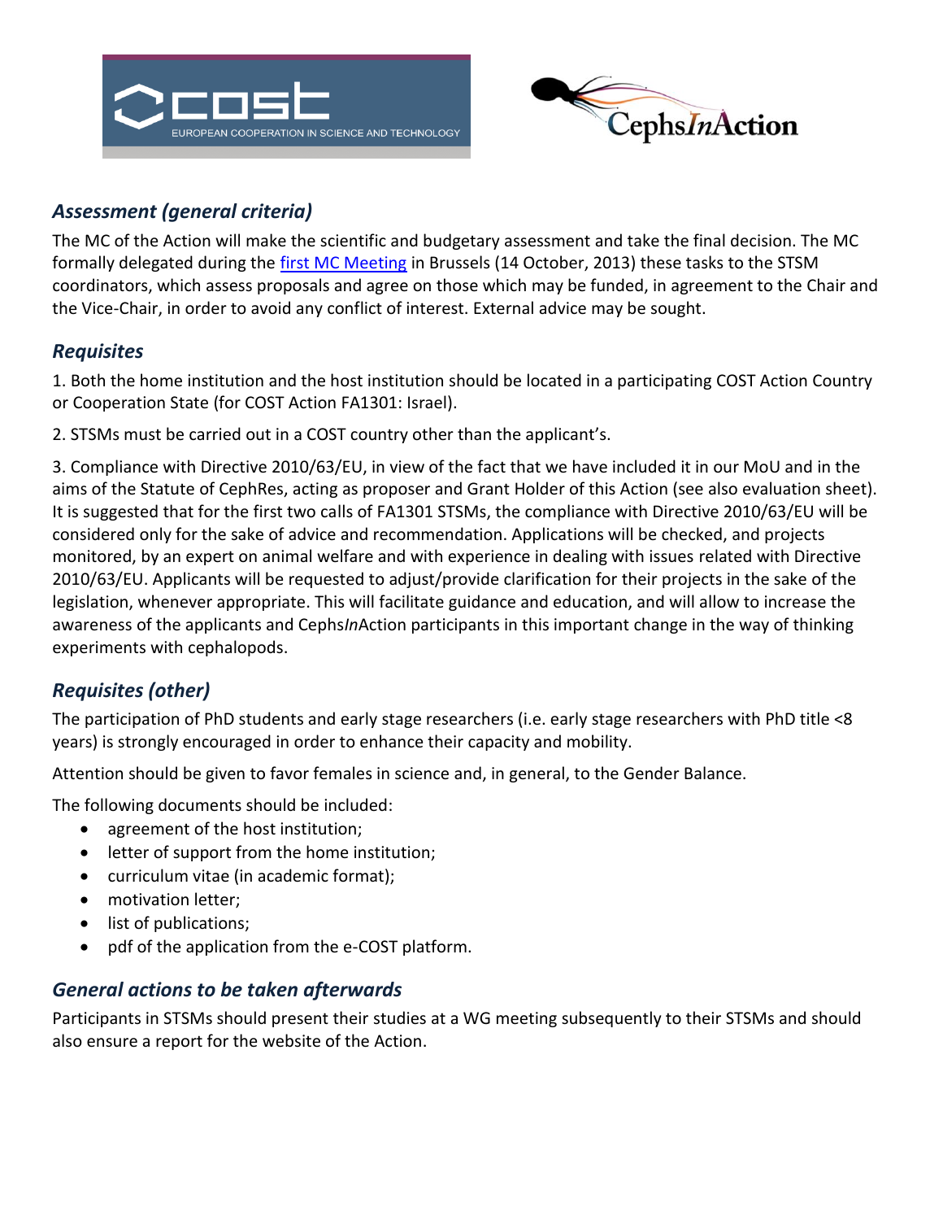### *Assessment (general criteria)*

The MC of the Action will make the scientific and budgetary assessment and take the final decision. The MC formally delegated during the [first MC Meeting] in Brussels (14 October, 2013) these tasks to the STSM coordinators, which assess proposals and agree on those which may be funded, in agreement to the Chair and the Vice-Chair, in order to avoid any conflict of interest. External advice may be sought.

### *Requisites*

1. Both the home institution and the host institution should be located in a participating COST Action Country or Cooperation State (for COST Action FA1301: Israel).

2. STSMs must be carried out in a COST country other than the applicant's.

3. Compliance with Directive 2010/63/EU, in view of the fact that we have included it in our MoU and in the aims of the Statute of CephRes, acting as proposer and Grant Holder of this Action (see also evaluation sheet). It is suggested that for the first two calls of FA1301 STSMs, the compliance with Directive 2010/63/EU will be considered only for the sake of advice and recommendation. Applications will be checked, and projects monitored, by an expert on animal welfare and with experience in dealing with issues related with Directive 2010/63/EU. Applicants will be requested to adjust/provide clarification for their projects in the sake of the legislation, whenever appropriate. This will facilitate guidance and education, and will allow to increase the awareness of the applicants and Cephs*In*Action participants in this important change in the way of thinking experiments with cephalopods.

### *Requisites (other)*

The participation of PhD students and early stage researchers (i.e. early stage researchers with PhD title <8 years) is strongly encouraged in order to enhance their capacity and mobility.

Attention should be given to favor females in science and, in general, to the Gender Balance.

The following documents should be included:

- agreement of the host institution;
- letter of support from the home institution;
- curriculum vitae (in academic format);
- motivation letter;
- list of publications;
- pdf of the application from the e-COST platform.

### *General actions to be taken afterwards*

Participants in STSMs should present their studies at a WG meeting subsequently to their STSMs and should also ensure a report for the website of the Action.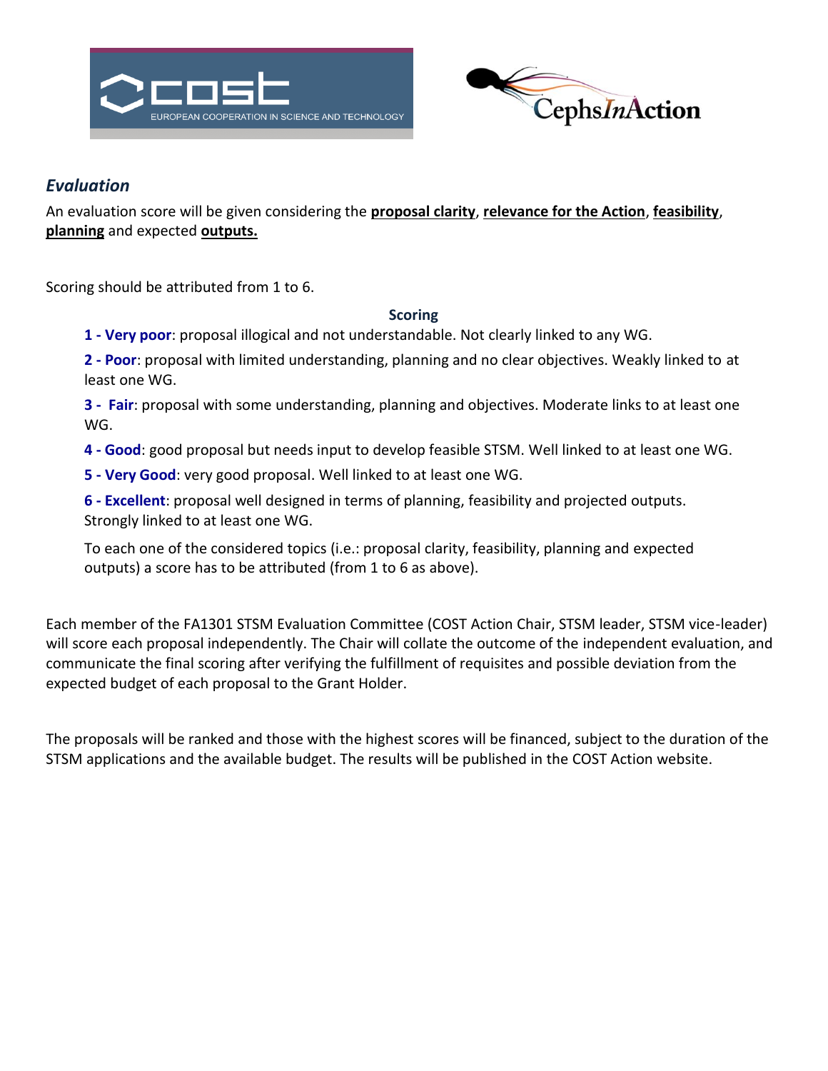## *Evaluation*

An evaluation score will be given considering the **proposal clarity**, **relevance for the Action**, **feasibility**, **planning** and expected **outputs.**

Scoring should be attributed from 1 to 6.

**Scoring**

**1 - Very poor**: proposal illogical and not understandable. Not clearly linked to any WG.

**2 - Poor**: proposal with limited understanding, planning and no clear objectives. Weakly linked to at least one WG.

**3 - Fair**: proposal with some understanding, planning and objectives. Moderate links to at least one WG.

**4 - Good**: good proposal but needs input to develop feasible STSM. Well linked to at least one WG.

**5 - Very Good**: very good proposal. Well linked to at least one WG.

**6 - Excellent**: proposal well designed in terms of planning, feasibility and projected outputs. Strongly linked to at least one WG.

To each one of the considered topics (i.e.: proposal clarity, feasibility, planning and expected outputs) a score has to be attributed (from 1 to 6 as above).

Each member of the FA1301 STSM Evaluation Committee (COST Action Chair, STSM leader, STSM vice-leader) will score each proposal independently. The Chair will collate the outcome of the independent evaluation, and communicate the final scoring after verifying the fulfillment of requisites and possible deviation from the expected budget of each proposal to the Grant Holder.

The proposals will be ranked and those with the highest scores will be financed, subject to the duration of the STSM applications and the available budget. The results will be published in the COST Action website.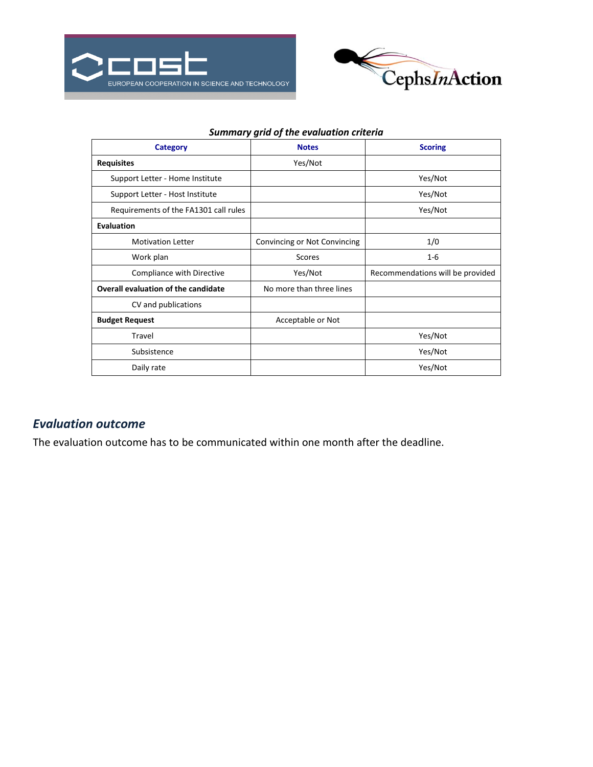*Summary grid of the evaluation criteria*

| Category | Notes | Scoring |
|---|---|---|
| **Requisites** | Yes/Not | |
| Support Letter - Home Institute | | Yes/Not |
| Support Letter - Host Institute | | Yes/Not |
| Requirements of the FA1301 call rules | | Yes/Not |
| **Evaluation** | | |
| Motivation Letter | Convincing or Not Convincing | 1/0 |
| Work plan | Scores | 1-6 |
| Compliance with Directive | Yes/Not | Recommendations will be provided |
| **Overall evaluation of the candidate** | No more than three lines | |
| CV and publications | | |
| **Budget Request** | Acceptable or Not | |
| Travel | | Yes/Not |
| Subsistence | | Yes/Not |
| Daily rate | | Yes/Not |

## *Evaluation outcome*

The evaluation outcome has to be communicated within one month after the deadline.